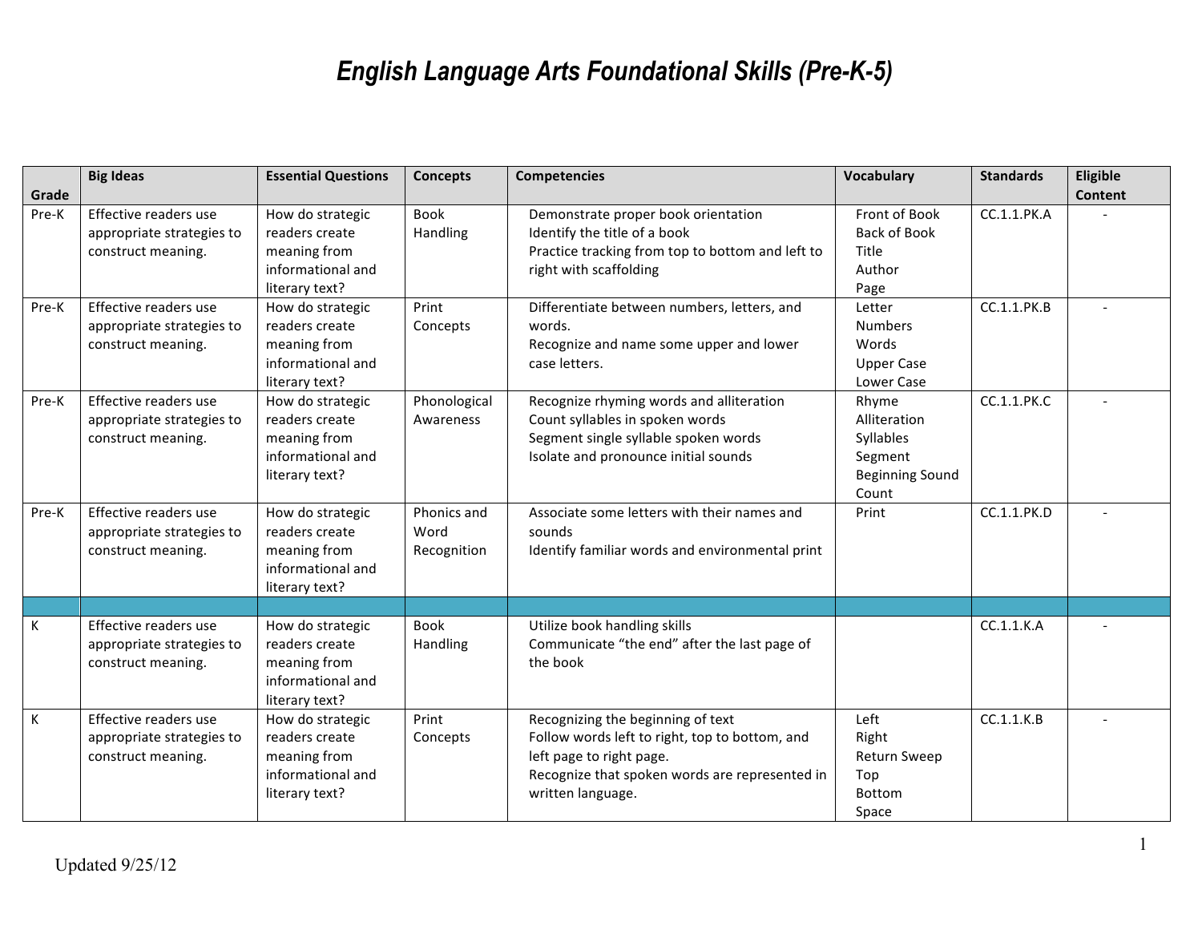# *English Language Arts Foundational Skills (Pre-K-5)*

| Grade | Big Ideas | Essential Questions | Concepts | Competencies | Vocabulary | Standards | Eligible Content |
|---|---|---|---|---|---|---|---|
| Pre-K | Effective readers use appropriate strategies to construct meaning. | How do strategic readers create meaning from informational and literary text? | Book Handling | Demonstrate proper book orientation<br>Identify the title of a book<br>Practice tracking from top to bottom and left to right with scaffolding | Front of Book<br>Back of Book<br>Title<br>Author<br>Page | CC.1.1.PK.A | - |
| Pre-K | Effective readers use appropriate strategies to construct meaning. | How do strategic readers create meaning from informational and literary text? | Print Concepts | Differentiate between numbers, letters, and words.<br>Recognize and name some upper and lower case letters. | Letter<br>Numbers<br>Words<br>Upper Case<br>Lower Case | CC.1.1.PK.B | - |
| Pre-K | Effective readers use appropriate strategies to construct meaning. | How do strategic readers create meaning from informational and literary text? | Phonological Awareness | Recognize rhyming words and alliteration<br>Count syllables in spoken words<br>Segment single syllable spoken words<br>Isolate and pronounce initial sounds | Rhyme<br>Alliteration<br>Syllables<br>Segment<br>Beginning Sound<br>Count | CC.1.1.PK.C | - |
| Pre-K | Effective readers use appropriate strategies to construct meaning. | How do strategic readers create meaning from informational and literary text? | Phonics and Word Recognition | Associate some letters with their names and sounds<br>Identify familiar words and environmental print | Print | CC.1.1.PK.D | - |
| | | | | | | | |
| K | Effective readers use appropriate strategies to construct meaning. | How do strategic readers create meaning from informational and literary text? | Book Handling | Utilize book handling skills<br>Communicate "the end" after the last page of the book | | CC.1.1.K.A | - |
| K | Effective readers use appropriate strategies to construct meaning. | How do strategic readers create meaning from informational and literary text? | Print Concepts | Recognizing the beginning of text<br>Follow words left to right, top to bottom, and left page to right page.<br>Recognize that spoken words are represented in written language. | Left<br>Right<br>Return Sweep<br>Top<br>Bottom<br>Space | CC.1.1.K.B | - |

Updated 9/25/12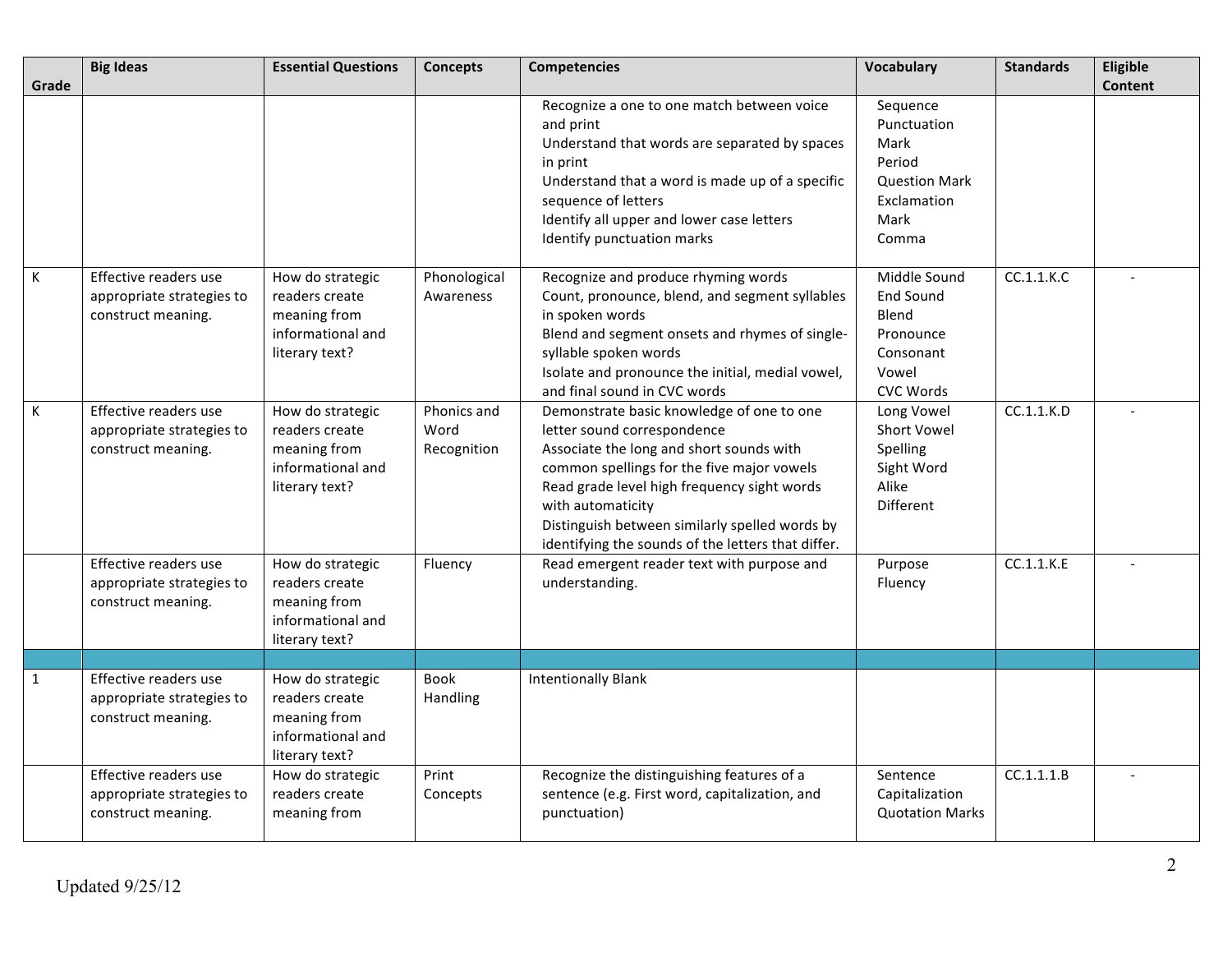| Grade | Big Ideas | Essential Questions | Concepts | Competencies | Vocabulary | Standards | Eligible Content |
|---|---|---|---|---|---|---|---|
| | | | | Recognize a one to one match between voice and print<br>Understand that words are separated by spaces in print<br>Understand that a word is made up of a specific sequence of letters<br>Identify all upper and lower case letters<br>Identify punctuation marks | Sequence<br>Punctuation Mark<br>Period<br>Question Mark<br>Exclamation Mark<br>Comma | | |
| K | Effective readers use appropriate strategies to construct meaning. | How do strategic readers create meaning from informational and literary text? | Phonological Awareness | Recognize and produce rhyming words<br>Count, pronounce, blend, and segment syllables in spoken words<br>Blend and segment onsets and rhymes of single-syllable spoken words<br>Isolate and pronounce the initial, medial vowel, and final sound in CVC words | Middle Sound<br>End Sound<br>Blend<br>Pronounce<br>Consonant<br>Vowel<br>CVC Words | CC.1.1.K.C | - |
| K | Effective readers use appropriate strategies to construct meaning. | How do strategic readers create meaning from informational and literary text? | Phonics and Word Recognition | Demonstrate basic knowledge of one to one letter sound correspondence<br>Associate the long and short sounds with common spellings for the five major vowels<br>Read grade level high frequency sight words with automaticity<br>Distinguish between similarly spelled words by identifying the sounds of the letters that differ. | Long Vowel<br>Short Vowel<br>Spelling<br>Sight Word<br>Alike<br>Different | CC.1.1.K.D | - |
| | Effective readers use appropriate strategies to construct meaning. | How do strategic readers create meaning from informational and literary text? | Fluency | Read emergent reader text with purpose and understanding. | Purpose<br>Fluency | CC.1.1.K.E | - |
| | | | | | | | |
| 1 | Effective readers use appropriate strategies to construct meaning. | How do strategic readers create meaning from informational and literary text? | Book Handling | Intentionally Blank | | | |
| | Effective readers use appropriate strategies to construct meaning. | How do strategic readers create meaning from | Print Concepts | Recognize the distinguishing features of a sentence (e.g. First word, capitalization, and punctuation) | Sentence<br>Capitalization<br>Quotation Marks | CC.1.1.1.B | - |

Updated 9/25/12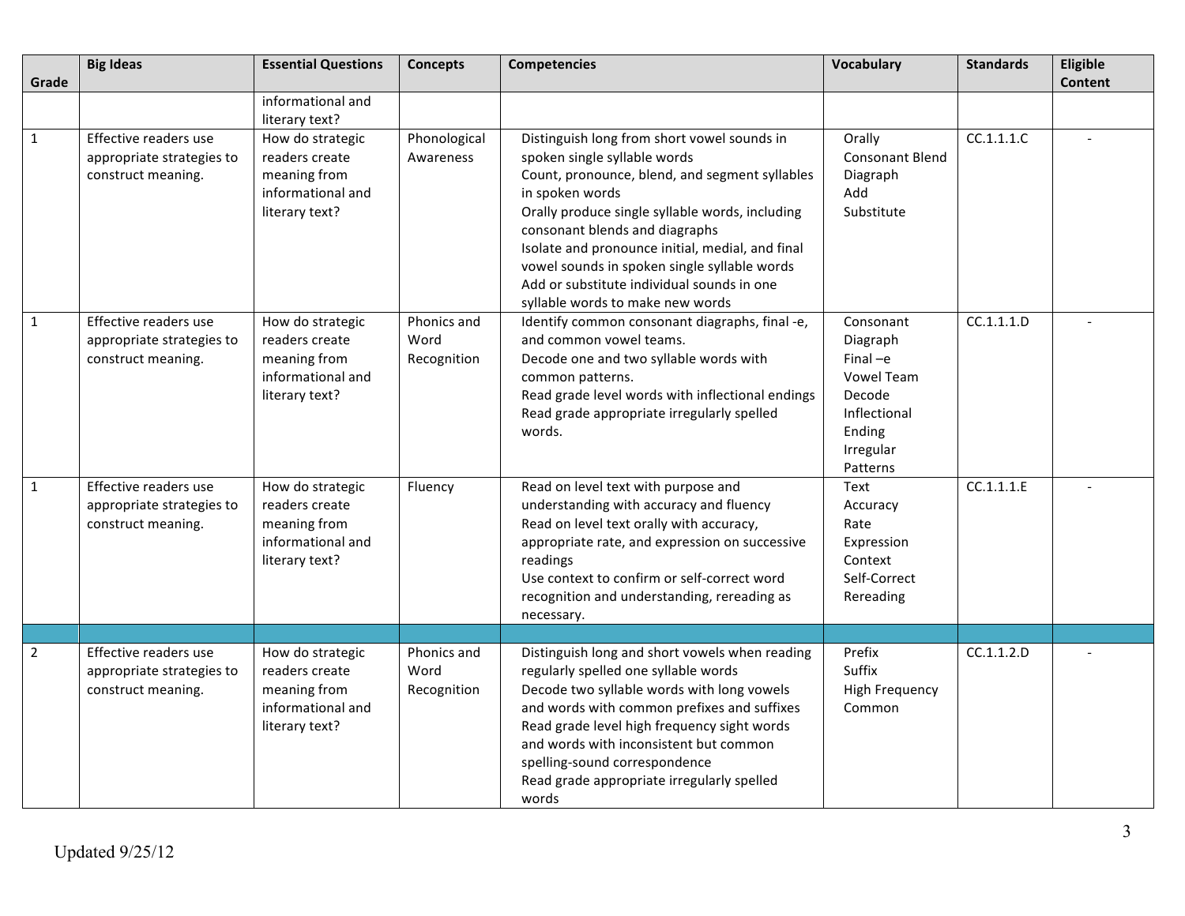| Grade | Big Ideas | Essential Questions | Concepts | Competencies | Vocabulary | Standards | Eligible Content |
|---|---|---|---|---|---|---|---|
| | | informational and literary text? | | | | | |
| 1 | Effective readers use appropriate strategies to construct meaning. | How do strategic readers create meaning from informational and literary text? | Phonological Awareness | Distinguish long from short vowel sounds in spoken single syllable words<br>Count, pronounce, blend, and segment syllables in spoken words<br>Orally produce single syllable words, including consonant blends and diagraphs<br>Isolate and pronounce initial, medial, and final vowel sounds in spoken single syllable words<br>Add or substitute individual sounds in one syllable words to make new words | Orally<br>Consonant Blend<br>Diagraph<br>Add<br>Substitute | CC.1.1.1.C | - |
| 1 | Effective readers use appropriate strategies to construct meaning. | How do strategic readers create meaning from informational and literary text? | Phonics and Word Recognition | Identify common consonant diagraphs, final -e, and common vowel teams.<br>Decode one and two syllable words with common patterns.<br>Read grade level words with inflectional endings<br>Read grade appropriate irregularly spelled words. | Consonant<br>Diagraph<br>Final –e<br>Vowel Team<br>Decode<br>Inflectional Ending<br>Irregular Patterns | CC.1.1.1.D | - |
| 1 | Effective readers use appropriate strategies to construct meaning. | How do strategic readers create meaning from informational and literary text? | Fluency | Read on level text with purpose and understanding with accuracy and fluency<br>Read on level text orally with accuracy, appropriate rate, and expression on successive readings<br>Use context to confirm or self-correct word recognition and understanding, rereading as necessary. | Text<br>Accuracy<br>Rate<br>Expression<br>Context<br>Self-Correct<br>Rereading | CC.1.1.1.E | - |
| | | | | | | | |
| 2 | Effective readers use appropriate strategies to construct meaning. | How do strategic readers create meaning from informational and literary text? | Phonics and Word Recognition | Distinguish long and short vowels when reading regularly spelled one syllable words<br>Decode two syllable words with long vowels and words with common prefixes and suffixes<br>Read grade level high frequency sight words and words with inconsistent but common spelling-sound correspondence<br>Read grade appropriate irregularly spelled words | Prefix<br>Suffix<br>High Frequency<br>Common | CC.1.1.2.D | - |

Updated 9/25/12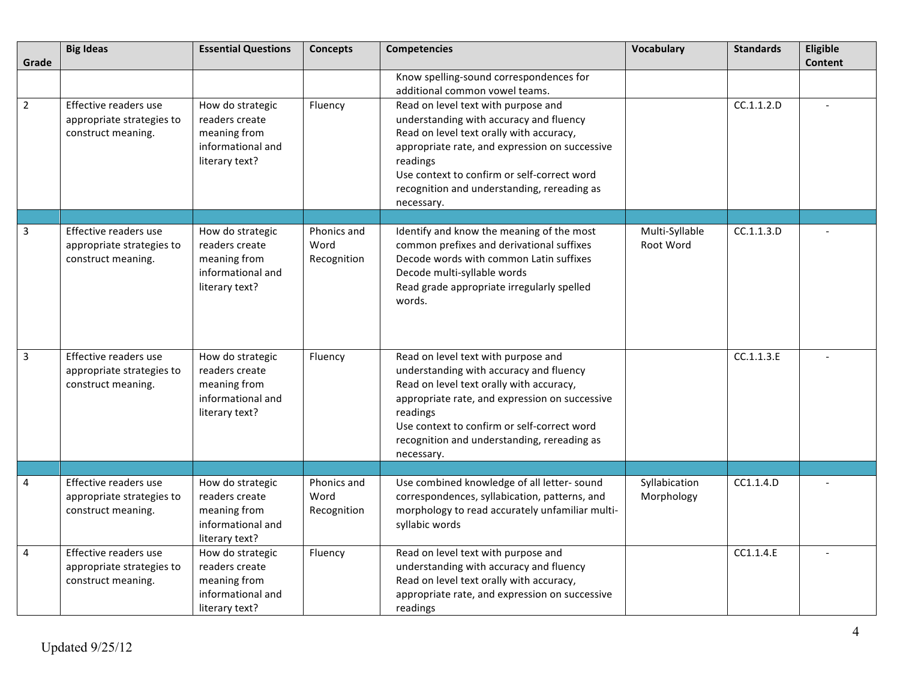| Grade | Big Ideas | Essential Questions | Concepts | Competencies | Vocabulary | Standards | Eligible Content |
|---|---|---|---|---|---|---|---|
| | | | | Know spelling-sound correspondences for additional common vowel teams. | | | |
| 2 | Effective readers use appropriate strategies to construct meaning. | How do strategic readers create meaning from informational and literary text? | Fluency | Read on level text with purpose and understanding with accuracy and fluency<br>Read on level text orally with accuracy, appropriate rate, and expression on successive readings<br>Use context to confirm or self-correct word recognition and understanding, rereading as necessary. | | CC.1.1.2.D | - |
| | | | | | | | |
| 3 | Effective readers use appropriate strategies to construct meaning. | How do strategic readers create meaning from informational and literary text? | Phonics and Word Recognition | Identify and know the meaning of the most common prefixes and derivational suffixes<br>Decode words with common Latin suffixes<br>Decode multi-syllable words<br>Read grade appropriate irregularly spelled words. | Multi-Syllable<br>Root Word | CC.1.1.3.D | - |
| 3 | Effective readers use appropriate strategies to construct meaning. | How do strategic readers create meaning from informational and literary text? | Fluency | Read on level text with purpose and understanding with accuracy and fluency<br>Read on level text orally with accuracy, appropriate rate, and expression on successive readings<br>Use context to confirm or self-correct word recognition and understanding, rereading as necessary. | | CC.1.1.3.E | - |
| | | | | | | | |
| 4 | Effective readers use appropriate strategies to construct meaning. | How do strategic readers create meaning from informational and literary text? | Phonics and Word Recognition | Use combined knowledge of all letter- sound correspondences, syllabication, patterns, and morphology to read accurately unfamiliar multi-syllabic words | Syllabication<br>Morphology | CC1.1.4.D | - |
| 4 | Effective readers use appropriate strategies to construct meaning. | How do strategic readers create meaning from informational and literary text? | Fluency | Read on level text with purpose and understanding with accuracy and fluency<br>Read on level text orally with accuracy, appropriate rate, and expression on successive readings | | CC1.1.4.E | - |

Updated 9/25/12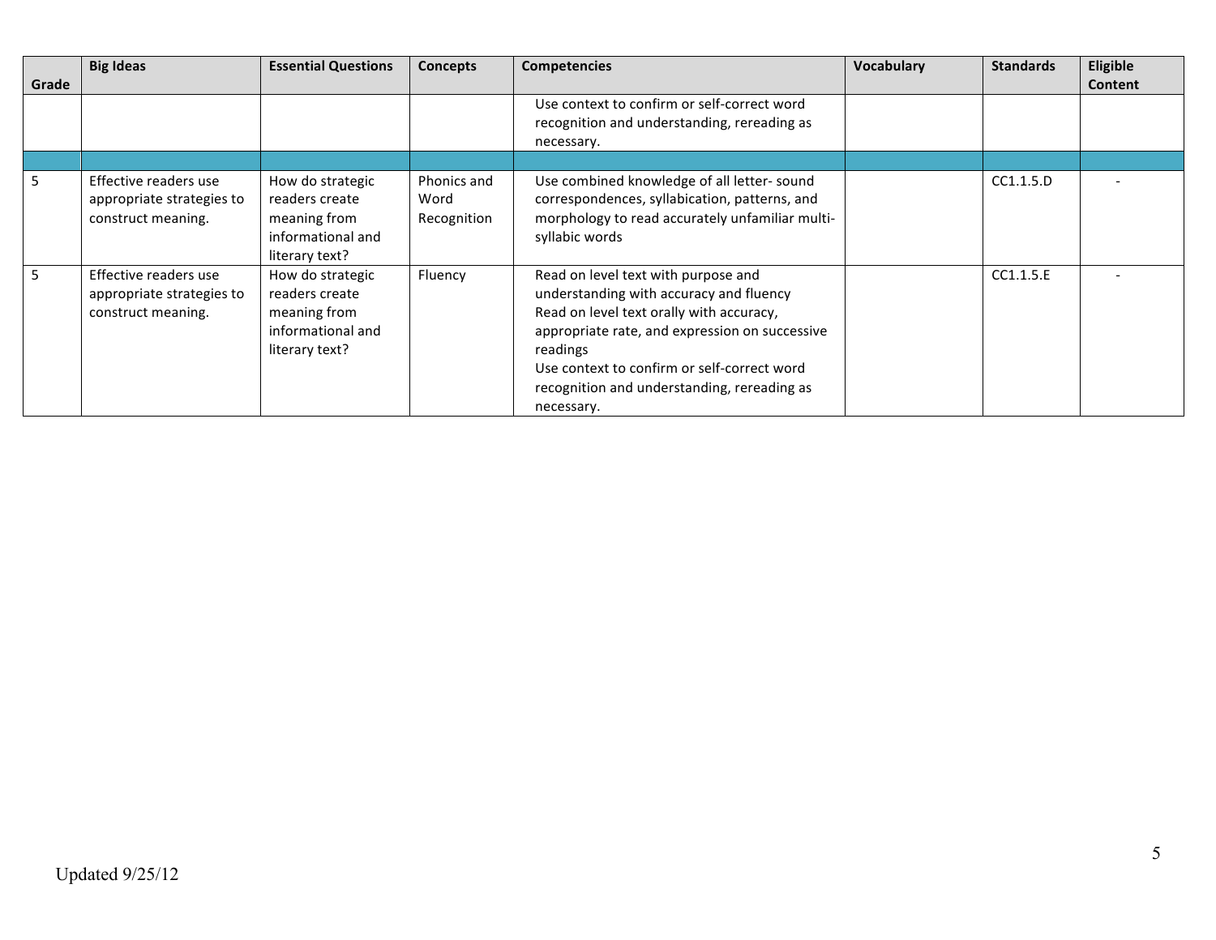| Grade | Big Ideas | Essential Questions | Concepts | Competencies | Vocabulary | Standards | Eligible Content |
|---|---|---|---|---|---|---|---|
| | | | | Use context to confirm or self-correct word recognition and understanding, rereading as necessary. | | | |
| | | | | | | | |
| 5 | Effective readers use appropriate strategies to construct meaning. | How do strategic readers create meaning from informational and literary text? | Phonics and Word Recognition | Use combined knowledge of all letter- sound correspondences, syllabication, patterns, and morphology to read accurately unfamiliar multi-syllabic words | | CC1.1.5.D | - |
| 5 | Effective readers use appropriate strategies to construct meaning. | How do strategic readers create meaning from informational and literary text? | Fluency | Read on level text with purpose and understanding with accuracy and fluency<br>Read on level text orally with accuracy, appropriate rate, and expression on successive readings<br>Use context to confirm or self-correct word recognition and understanding, rereading as necessary. | | CC1.1.5.E | - |

Updated 9/25/12